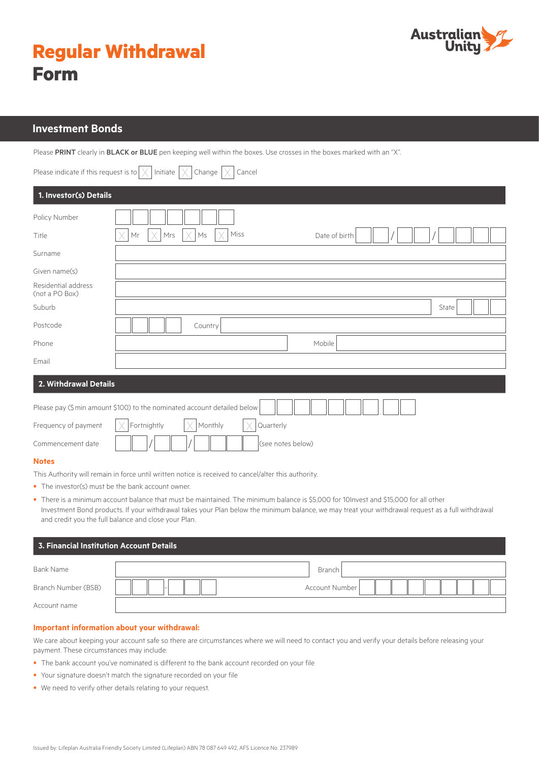# Regular Withdrawal Form

Australian Unity

## Investment Bonds

Please **PRINT** clearly in **BLACK or BLUE** pen keeping well within the boxes. Use crosses in the boxes marked with an "X".

Please indicate if this request to ☐ Initiate ☐ Change ☐ Cancel

### 1. Investor(s) Details

| | |
|---|---|
| Policy Number | |
| Title | ☐ Mr ☐ Mrs ☐ Ms ☐ Miss &nbsp;&nbsp; Date of birth __ __ / __ __ / __ __ __ __ |
| Surname | |
| Given name(s) | |
| Residential address (not a PO Box) | |
| Suburb | State |
| Postcode | Country |
| Phone | Mobile |
| Email | |

### 2. Withdrawal Details

Please pay ($ min amount $100) to the nominated account detailed below

Frequency of payment ☐ Fortnightly ☐ Monthly ☐ Quarterly

Commencement date __ __ / __ __ / __ __ __ __ (see notes below)

**Notes**

This Authority will remain in force until written notice is received to cancel/alter this authority.

- The investor(s) must be the bank account owner.
- There is a minimum account balance that must be maintained. The minimum balance is $5,000 for 10Invest and $15,000 for all other Investment Bond products. If your withdrawal takes your Plan below the minimum balance, we may treat your withdrawal request as a full withdrawal and credit you the full balance and close your Plan.

### 3. Financial Institution Account Details

| | |
|---|---|
| Bank Name | Branch |
| Branch Number (BSB) __ __ __ - __ __ __ | Account Number |
| Account name | |

**Important information about your withdrawal:**

We care about keeping your account safe so there are circumstances where we will need to contact you and verify your details before releasing your payment. These circumstances may include:

- The bank account you've nominated is different to the bank account recorded on your file
- Your signature doesn't match the signature recorded on your file
- We need to verify other details relating to your request.

Issued by: Lifeplan Australia Friendly Society Limited (Lifeplan) ABN 78 087 649 492, AFS Licence No. 237989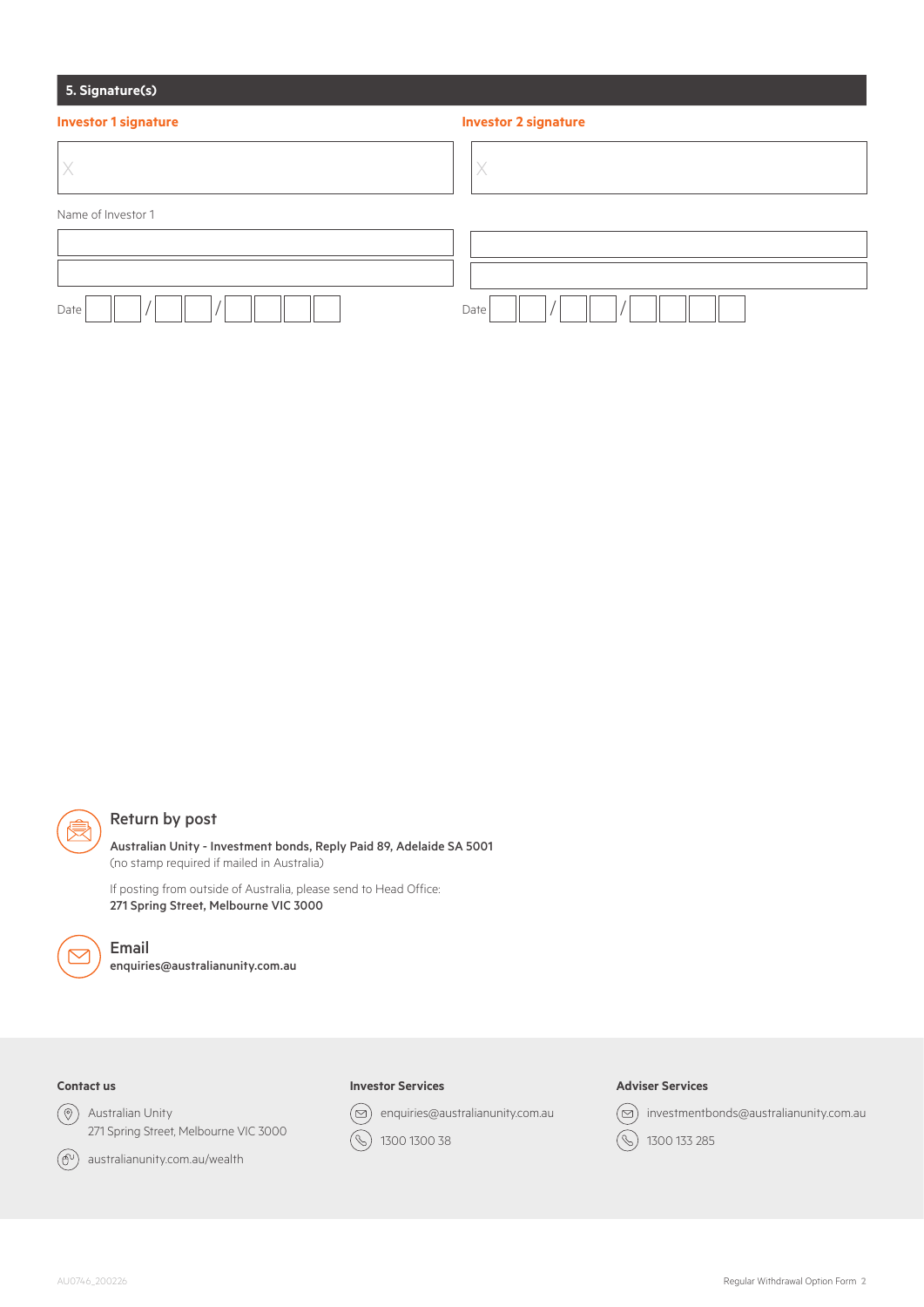## 5. Signature(s)

**Investor 1 signature**

X

Name of Investor 1

Date \_\_ \_\_ / \_\_ \_\_ / \_\_ \_\_ \_\_ \_\_

**Investor 2 signature**

X

Date \_\_ \_\_ / \_\_ \_\_ / \_\_ \_\_ \_\_ \_\_

### Return by post

**Australian Unity - Investment bonds, Reply Paid 89, Adelaide SA 5001**
(no stamp required if mailed in Australia)

If posting from outside of Australia, please send to Head Office:
**271 Spring Street, Melbourne VIC 3000**

### Email

**enquiries@australianunity.com.au**

**Contact us**

Australian Unity
271 Spring Street, Melbourne VIC 3000

australianunity.com.au/wealth

**Investor Services**

enquiries@australianunity.com.au

1300 1300 38

**Adviser Services**

investmentbonds@australianunity.com.au

1300 133 285

AU0746_200226